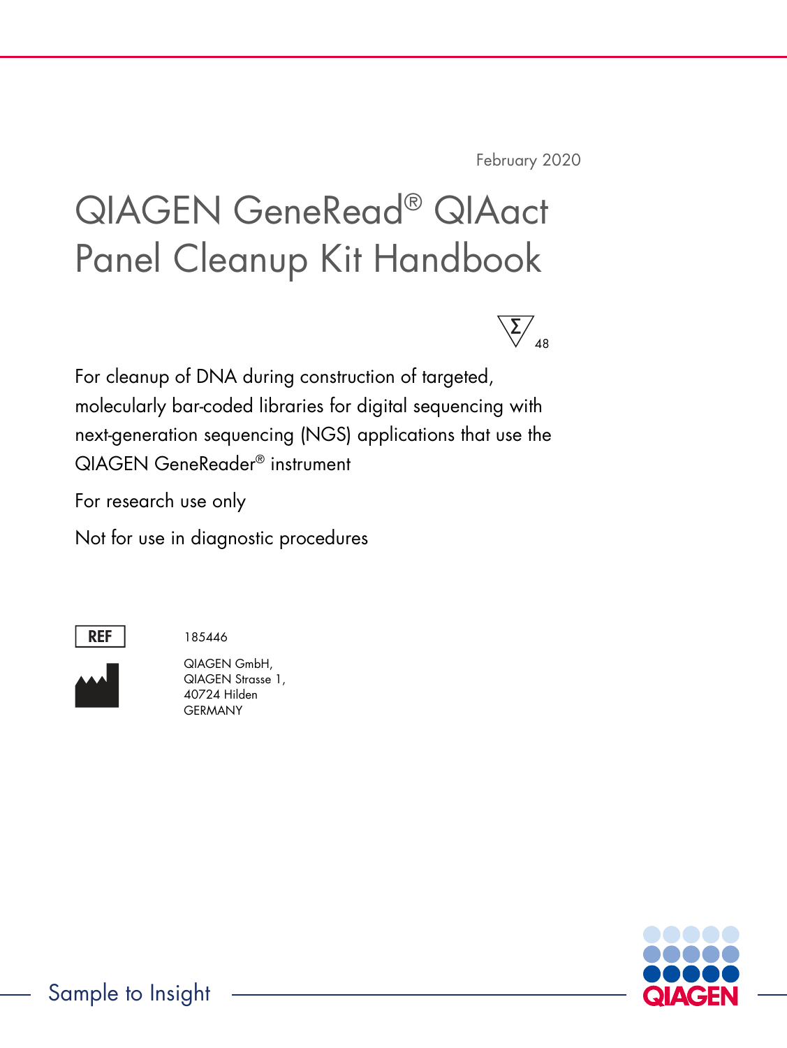February 2020

# QIAGEN GeneRead® QIAact Panel Cleanup Kit Handbook

Σ 48

For cleanup of DNA during construction of targeted, molecularly bar-coded libraries for digital sequencing with next-generation sequencing (NGS) applications that use the QIAGEN GeneReader® instrument

For research use only

Not for use in diagnostic procedures

REF 185446

QIAGEN GmbH,
QIAGEN Strasse 1,
40724 Hilden
GERMANY

Sample to Insight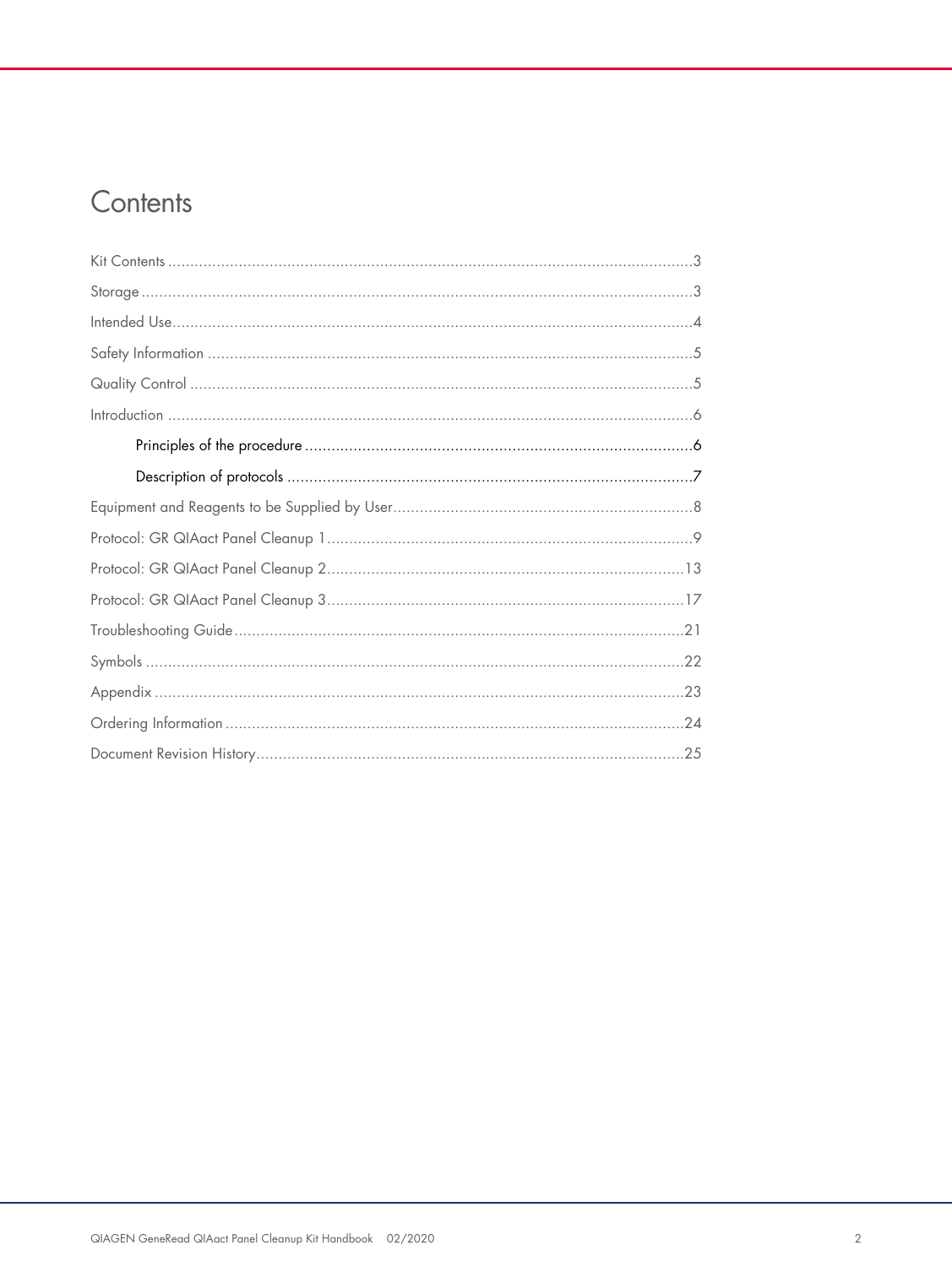# Contents

Kit Contents ....................................................................................................................3

Storage ...........................................................................................................................3

Intended Use....................................................................................................................4

Safety Information ............................................................................................................5

Quality Control ................................................................................................................5

Introduction .....................................................................................................................6

- Principles of the procedure ........................................................................................6
- Description of protocols ...........................................................................................7

Equipment and Reagents to be Supplied by User....................................................................8

Protocol: GR QIAact Panel Cleanup 1..................................................................................9

Protocol: GR QIAact Panel Cleanup 2................................................................................13

Protocol: GR QIAact Panel Cleanup 3................................................................................17

Troubleshooting Guide.....................................................................................................21

Symbols ........................................................................................................................22

Appendix .......................................................................................................................23

Ordering Information .......................................................................................................24

Document Revision History................................................................................................25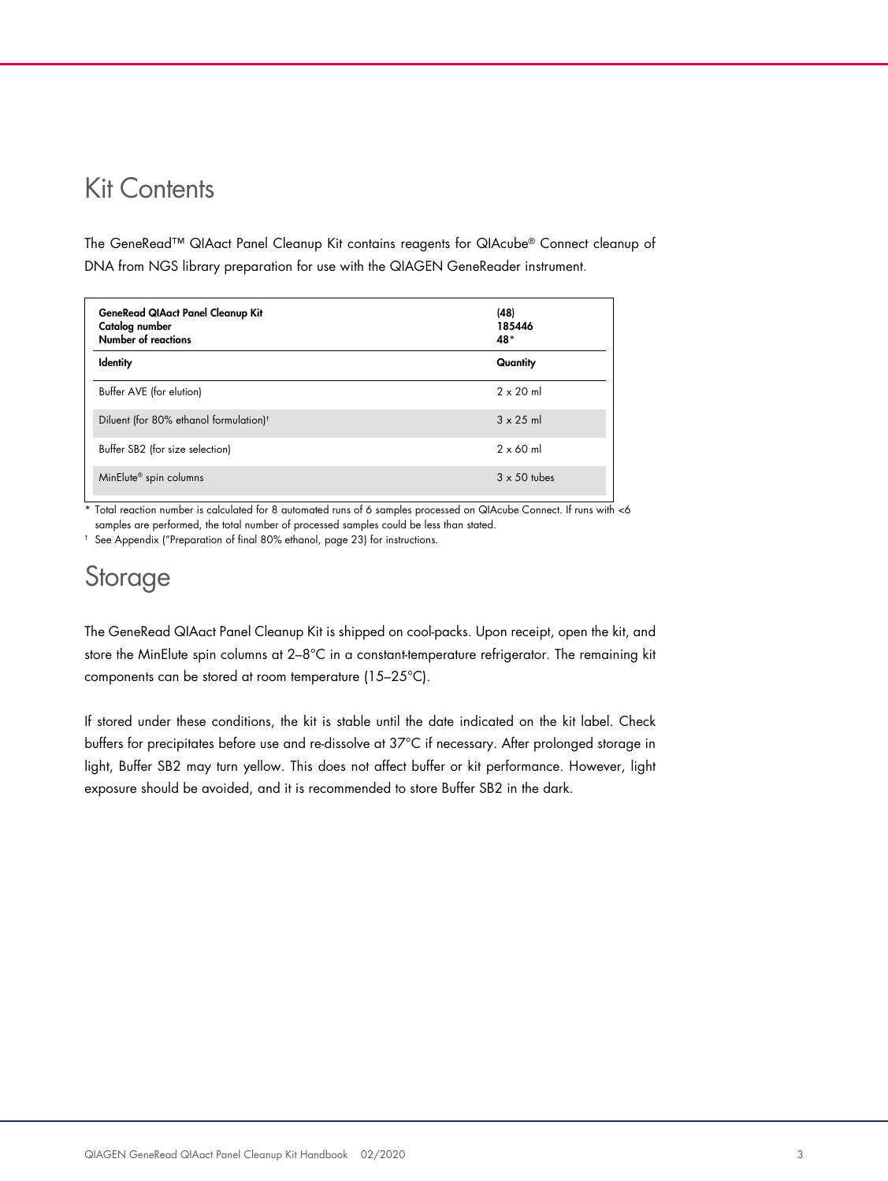## Kit Contents

The GeneRead™ QIAact Panel Cleanup Kit contains reagents for QIAcube® Connect cleanup of DNA from NGS library preparation for use with the QIAGEN GeneReader instrument.

| **GeneRead QIAact Panel Cleanup Kit**<br>**Catalog number**<br>**Number of reactions** | **(48)**<br>**185446**<br>**48***  |
|---|---|
| **Identity** | **Quantity** |
| Buffer AVE (for elution) | 2 x 20 ml |
| Diluent (for 80% ethanol formulation)† | 3 x 25 ml |
| Buffer SB2 (for size selection) | 2 x 60 ml |
| MinElute® spin columns | 3 x 50 tubes |

\* Total reaction number is calculated for 8 automated runs of 6 samples processed on QIAcube Connect. If runs with <6 samples are performed, the total number of processed samples could be less than stated.

† See Appendix ("Preparation of final 80% ethanol, page 23) for instructions.

## Storage

The GeneRead QIAact Panel Cleanup Kit is shipped on cool-packs. Upon receipt, open the kit, and store the MinElute spin columns at 2–8°C in a constant-temperature refrigerator. The remaining kit components can be stored at room temperature (15–25°C).

If stored under these conditions, the kit is stable until the date indicated on the kit label. Check buffers for precipitates before use and re-dissolve at 37°C if necessary. After prolonged storage in light, Buffer SB2 may turn yellow. This does not affect buffer or kit performance. However, light exposure should be avoided, and it is recommended to store Buffer SB2 in the dark.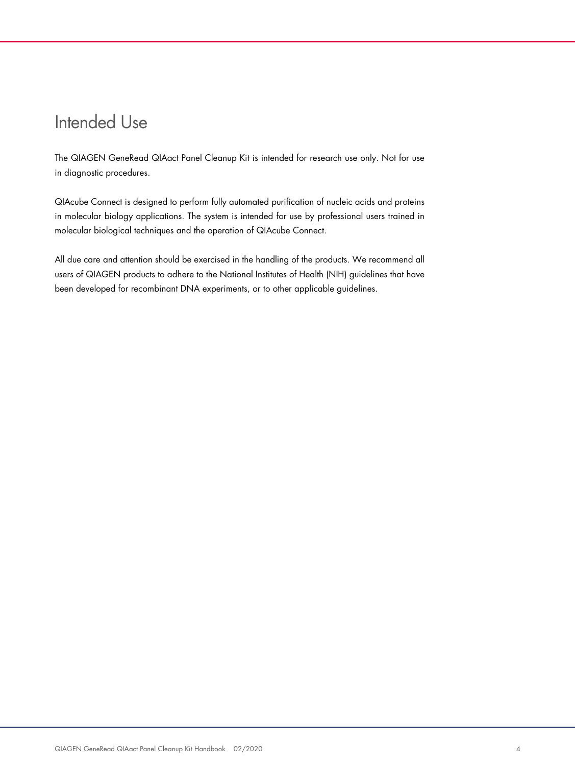# Intended Use

The QIAGEN GeneRead QIAact Panel Cleanup Kit is intended for research use only. Not for use in diagnostic procedures.

QIAcube Connect is designed to perform fully automated purification of nucleic acids and proteins in molecular biology applications. The system is intended for use by professional users trained in molecular biological techniques and the operation of QIAcube Connect.

All due care and attention should be exercised in the handling of the products. We recommend all users of QIAGEN products to adhere to the National Institutes of Health (NIH) guidelines that have been developed for recombinant DNA experiments, or to other applicable guidelines.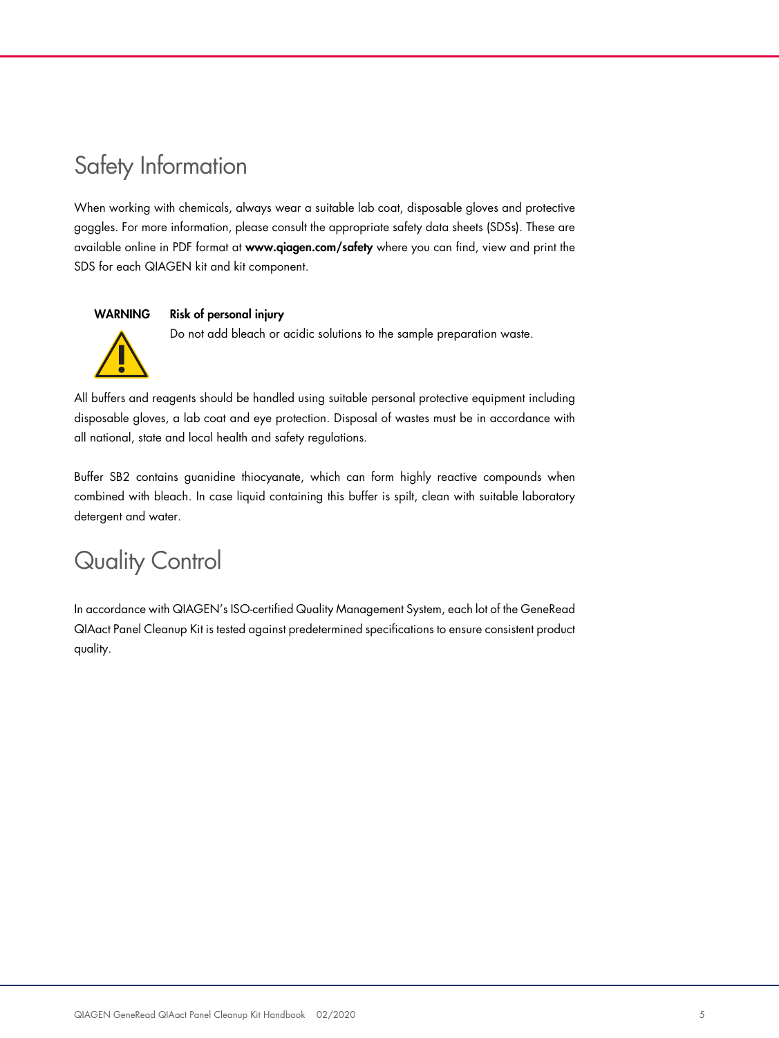# Safety Information

When working with chemicals, always wear a suitable lab coat, disposable gloves and protective goggles. For more information, please consult the appropriate safety data sheets (SDSs). These are available online in PDF format at **www.qiagen.com/safety** where you can find, view and print the SDS for each QIAGEN kit and kit component.

**WARNING** **Risk of personal injury**

Do not add bleach or acidic solutions to the sample preparation waste.

All buffers and reagents should be handled using suitable personal protective equipment including disposable gloves, a lab coat and eye protection. Disposal of wastes must be in accordance with all national, state and local health and safety regulations.

Buffer SB2 contains guanidine thiocyanate, which can form highly reactive compounds when combined with bleach. In case liquid containing this buffer is spilt, clean with suitable laboratory detergent and water.

# Quality Control

In accordance with QIAGEN's ISO-certified Quality Management System, each lot of the GeneRead QIAact Panel Cleanup Kit is tested against predetermined specifications to ensure consistent product quality.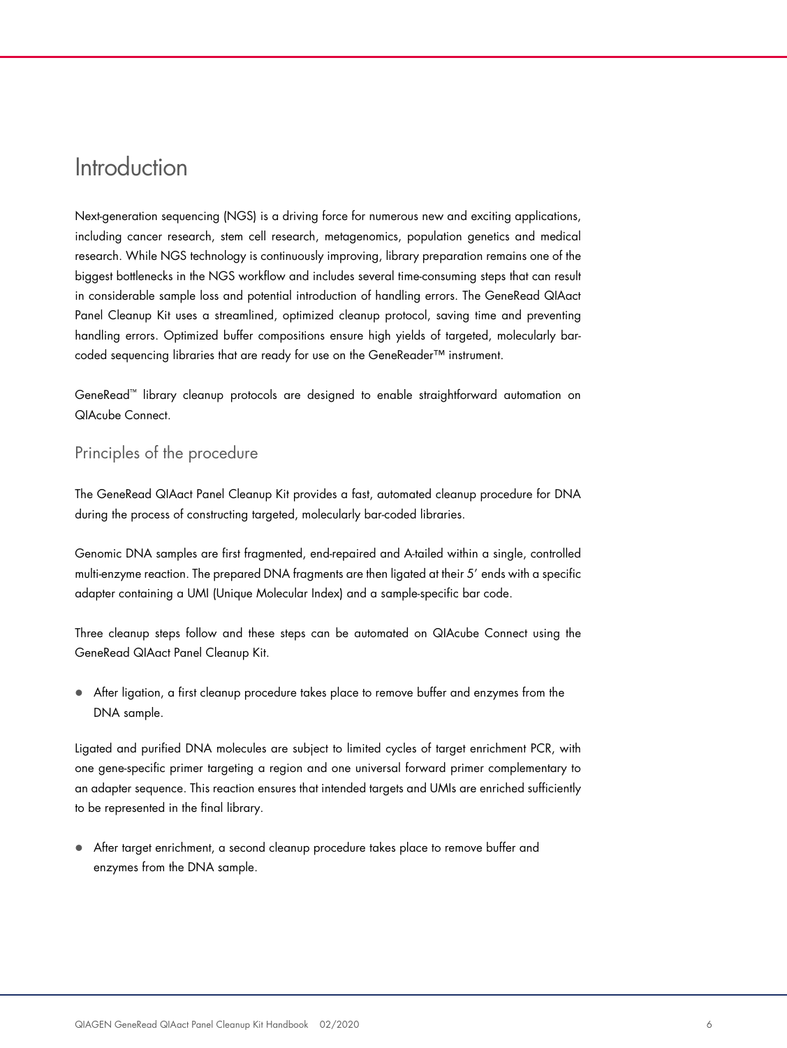# Introduction

Next-generation sequencing (NGS) is a driving force for numerous new and exciting applications, including cancer research, stem cell research, metagenomics, population genetics and medical research. While NGS technology is continuously improving, library preparation remains one of the biggest bottlenecks in the NGS workflow and includes several time-consuming steps that can result in considerable sample loss and potential introduction of handling errors. The GeneRead QIAact Panel Cleanup Kit uses a streamlined, optimized cleanup protocol, saving time and preventing handling errors. Optimized buffer compositions ensure high yields of targeted, molecularly bar-coded sequencing libraries that are ready for use on the GeneReader™ instrument.

GeneRead™ library cleanup protocols are designed to enable straightforward automation on QIAcube Connect.

## Principles of the procedure

The GeneRead QIAact Panel Cleanup Kit provides a fast, automated cleanup procedure for DNA during the process of constructing targeted, molecularly bar-coded libraries.

Genomic DNA samples are first fragmented, end-repaired and A-tailed within a single, controlled multi-enzyme reaction. The prepared DNA fragments are then ligated at their 5′ ends with a specific adapter containing a UMI (Unique Molecular Index) and a sample-specific bar code.

Three cleanup steps follow and these steps can be automated on QIAcube Connect using the GeneRead QIAact Panel Cleanup Kit.

- After ligation, a first cleanup procedure takes place to remove buffer and enzymes from the DNA sample.

Ligated and purified DNA molecules are subject to limited cycles of target enrichment PCR, with one gene-specific primer targeting a region and one universal forward primer complementary to an adapter sequence. This reaction ensures that intended targets and UMIs are enriched sufficiently to be represented in the final library.

- After target enrichment, a second cleanup procedure takes place to remove buffer and enzymes from the DNA sample.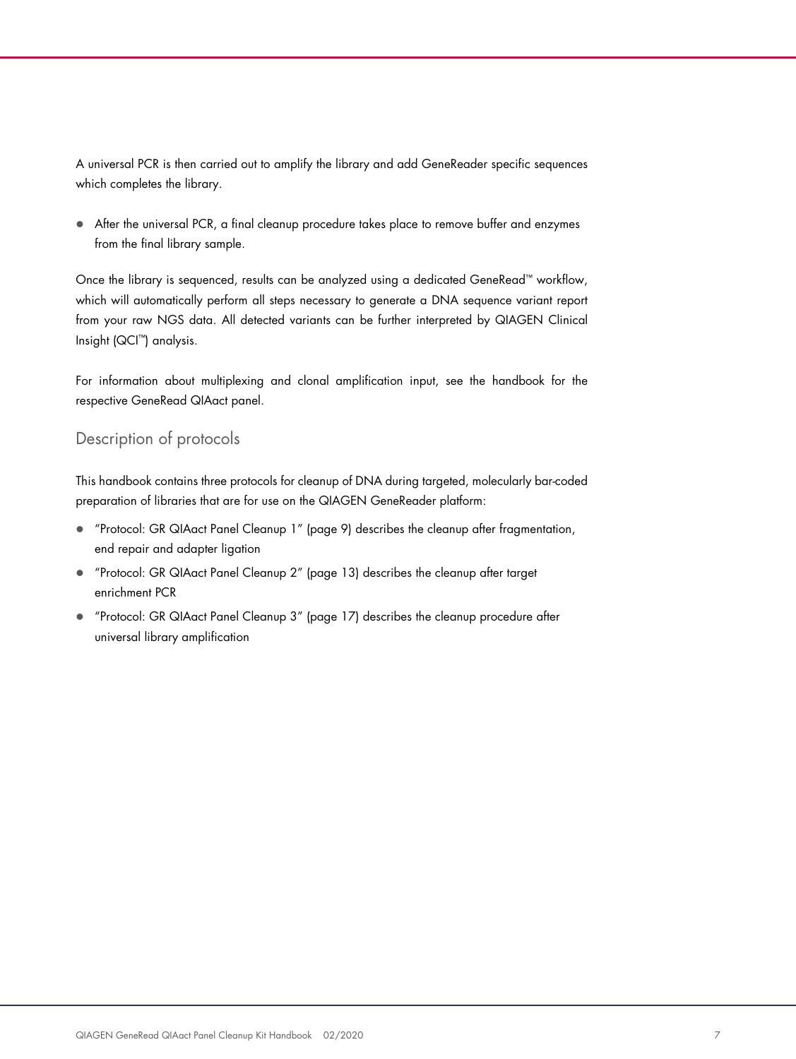A universal PCR is then carried out to amplify the library and add GeneReader specific sequences which completes the library.

- After the universal PCR, a final cleanup procedure takes place to remove buffer and enzymes from the final library sample.

Once the library is sequenced, results can be analyzed using a dedicated GeneRead™ workflow, which will automatically perform all steps necessary to generate a DNA sequence variant report from your raw NGS data. All detected variants can be further interpreted by QIAGEN Clinical Insight (QCI™) analysis.

For information about multiplexing and clonal amplification input, see the handbook for the respective GeneRead QIAact panel.

## Description of protocols

This handbook contains three protocols for cleanup of DNA during targeted, molecularly bar-coded preparation of libraries that are for use on the QIAGEN GeneReader platform:

- "Protocol: GR QIAact Panel Cleanup 1" (page 9) describes the cleanup after fragmentation, end repair and adapter ligation
- "Protocol: GR QIAact Panel Cleanup 2" (page 13) describes the cleanup after target enrichment PCR
- "Protocol: GR QIAact Panel Cleanup 3" (page 17) describes the cleanup procedure after universal library amplification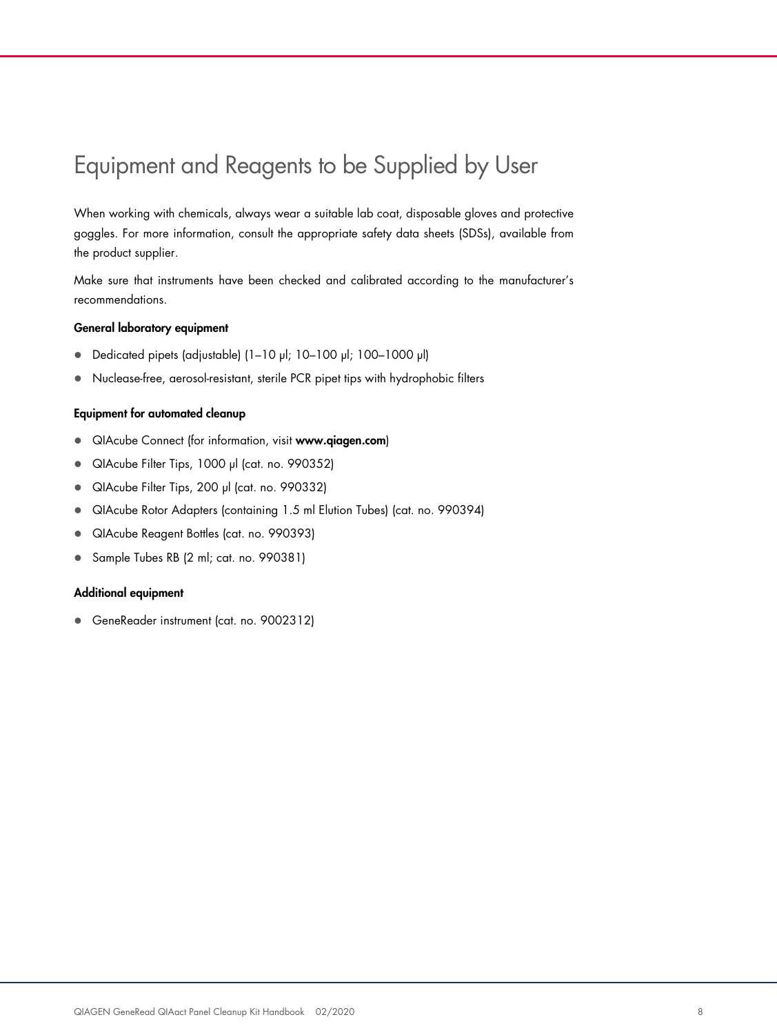# Equipment and Reagents to be Supplied by User

When working with chemicals, always wear a suitable lab coat, disposable gloves and protective goggles. For more information, consult the appropriate safety data sheets (SDSs), available from the product supplier.

Make sure that instruments have been checked and calibrated according to the manufacturer's recommendations.

**General laboratory equipment**

- Dedicated pipets (adjustable) (1–10 µl; 10–100 µl; 100–1000 µl)
- Nuclease-free, aerosol-resistant, sterile PCR pipet tips with hydrophobic filters

**Equipment for automated cleanup**

- QIAcube Connect (for information, visit **www.qiagen.com**)
- QIAcube Filter Tips, 1000 µl (cat. no. 990352)
- QIAcube Filter Tips, 200 µl (cat. no. 990332)
- QIAcube Rotor Adapters (containing 1.5 ml Elution Tubes) (cat. no. 990394)
- QIAcube Reagent Bottles (cat. no. 990393)
- Sample Tubes RB (2 ml; cat. no. 990381)

**Additional equipment**

- GeneReader instrument (cat. no. 9002312)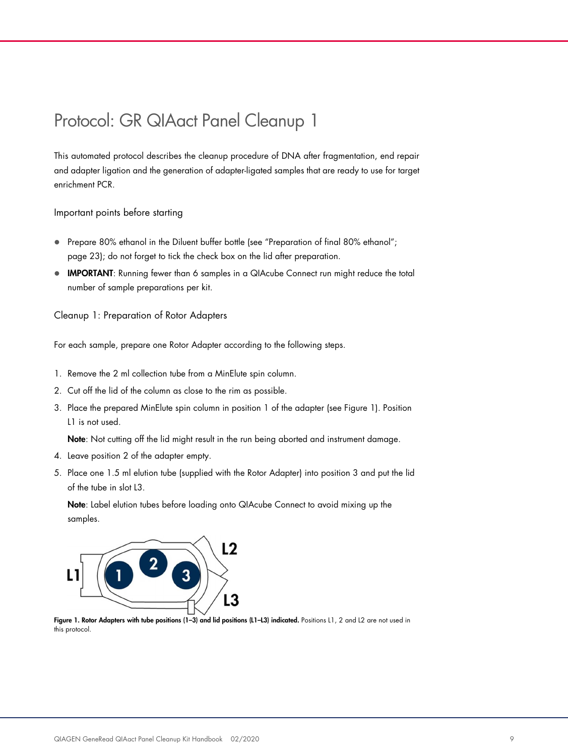# Protocol: GR QIAact Panel Cleanup 1

This automated protocol describes the cleanup procedure of DNA after fragmentation, end repair and adapter ligation and the generation of adapter-ligated samples that are ready to use for target enrichment PCR.

## Important points before starting

- Prepare 80% ethanol in the Diluent buffer bottle (see "Preparation of final 80% ethanol"; page 23); do not forget to tick the check box on the lid after preparation.
- **IMPORTANT**: Running fewer than 6 samples in a QIAcube Connect run might reduce the total number of sample preparations per kit.

## Cleanup 1: Preparation of Rotor Adapters

For each sample, prepare one Rotor Adapter according to the following steps.

1. Remove the 2 ml collection tube from a MinElute spin column.
2. Cut off the lid of the column as close to the rim as possible.
3. Place the prepared MinElute spin column in position 1 of the adapter (see Figure 1). Position L1 is not used.

   **Note**: Not cutting off the lid might result in the run being aborted and instrument damage.
4. Leave position 2 of the adapter empty.
5. Place one 1.5 ml elution tube (supplied with the Rotor Adapter) into position 3 and put the lid of the tube in slot L3.

   **Note**: Label elution tubes before loading onto QIAcube Connect to avoid mixing up the samples.

**Figure 1. Rotor Adapters with tube positions (1–3) and lid positions (L1–L3) indicated.** Positions L1, 2 and L2 are not used in this protocol.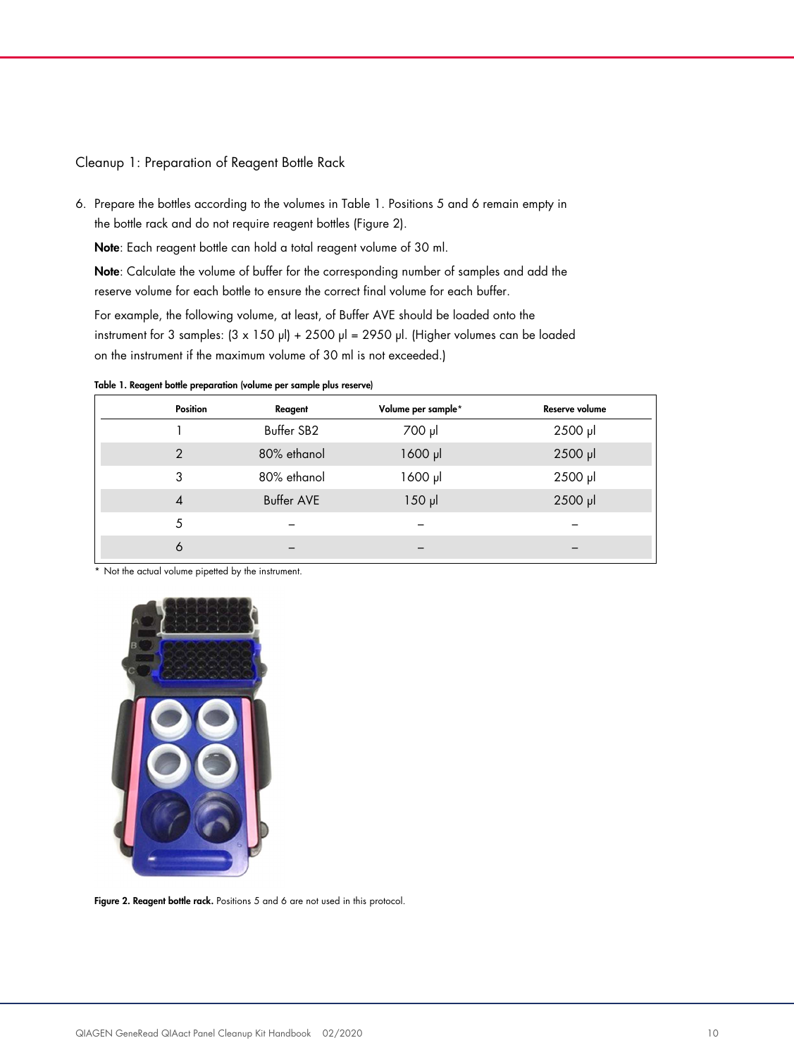## Cleanup 1: Preparation of Reagent Bottle Rack

6. Prepare the bottles according to the volumes in Table 1. Positions 5 and 6 remain empty in the bottle rack and do not require reagent bottles (Figure 2).

   **Note**: Each reagent bottle can hold a total reagent volume of 30 ml.

   **Note**: Calculate the volume of buffer for the corresponding number of samples and add the reserve volume for each bottle to ensure the correct final volume for each buffer.

   For example, the following volume, at least, of Buffer AVE should be loaded onto the instrument for 3 samples: (3 x 150 µl) + 2500 µl = 2950 µl. (Higher volumes can be loaded on the instrument if the maximum volume of 30 ml is not exceeded.)

**Table 1. Reagent bottle preparation (volume per sample plus reserve)**

| Position | Reagent | Volume per sample* | Reserve volume |
|---|---|---|---|
| 1 | Buffer SB2 | 700 µl | 2500 µl |
| 2 | 80% ethanol | 1600 µl | 2500 µl |
| 3 | 80% ethanol | 1600 µl | 2500 µl |
| 4 | Buffer AVE | 150 µl | 2500 µl |
| 5 | – | – | – |
| 6 | – | – | – |

* Not the actual volume pipetted by the instrument.

**Figure 2. Reagent bottle rack.** Positions 5 and 6 are not used in this protocol.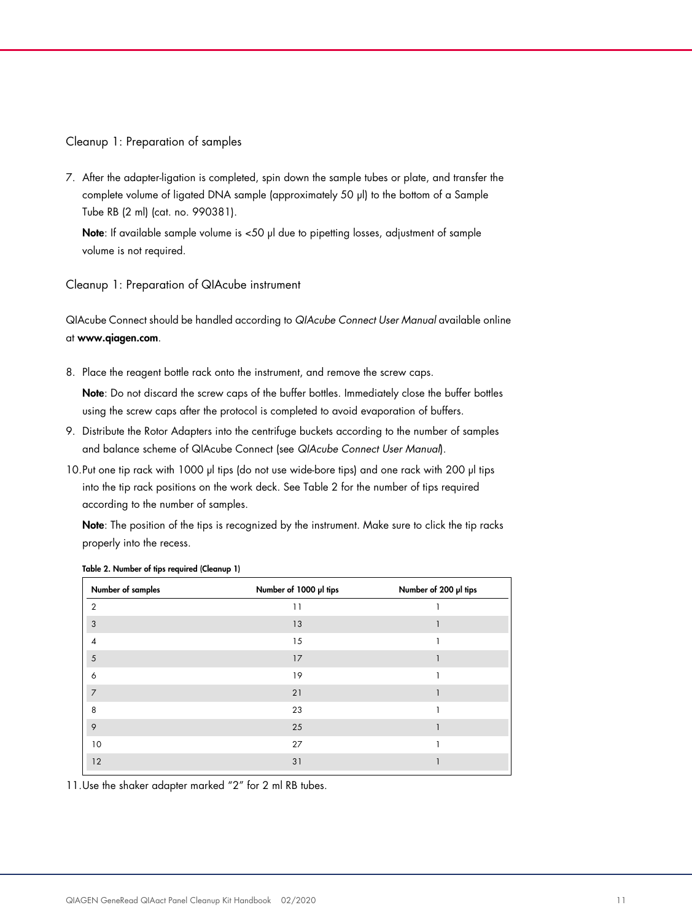### Cleanup 1: Preparation of samples

7. After the adapter-ligation is completed, spin down the sample tubes or plate, and transfer the complete volume of ligated DNA sample (approximately 50 µl) to the bottom of a Sample Tube RB (2 ml) (cat. no. 990381).

   **Note**: If available sample volume is <50 µl due to pipetting losses, adjustment of sample volume is not required.

### Cleanup 1: Preparation of QIAcube instrument

QIAcube Connect should be handled according to *QIAcube Connect User Manual* available online at **www.qiagen.com**.

8. Place the reagent bottle rack onto the instrument, and remove the screw caps.

   **Note**: Do not discard the screw caps of the buffer bottles. Immediately close the buffer bottles using the screw caps after the protocol is completed to avoid evaporation of buffers.

9. Distribute the Rotor Adapters into the centrifuge buckets according to the number of samples and balance scheme of QIAcube Connect (see *QIAcube Connect User Manual*).

10. Put one tip rack with 1000 µl tips (do not use wide-bore tips) and one rack with 200 µl tips into the tip rack positions on the work deck. See Table 2 for the number of tips required according to the number of samples.

    **Note**: The position of the tips is recognized by the instrument. Make sure to click the tip racks properly into the recess.

**Table 2. Number of tips required (Cleanup 1)**

| Number of samples | Number of 1000 µl tips | Number of 200 µl tips |
|---|---|---|
| 2 | 11 | 1 |
| 3 | 13 | 1 |
| 4 | 15 | 1 |
| 5 | 17 | 1 |
| 6 | 19 | 1 |
| 7 | 21 | 1 |
| 8 | 23 | 1 |
| 9 | 25 | 1 |
| 10 | 27 | 1 |
| 12 | 31 | 1 |

11. Use the shaker adapter marked "2" for 2 ml RB tubes.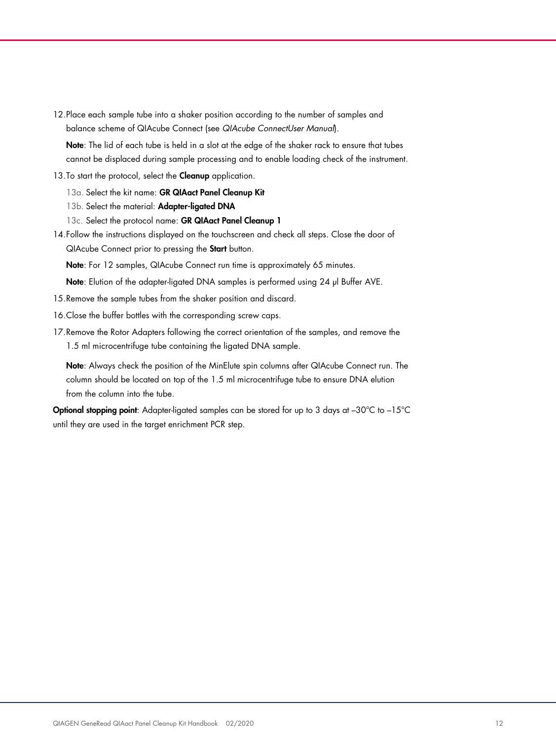12. Place each sample tube into a shaker position according to the number of samples and balance scheme of QIAcube Connect (see *QIAcube ConnectUser Manual*).

    **Note**: The lid of each tube is held in a slot at the edge of the shaker rack to ensure that tubes cannot be displaced during sample processing and to enable loading check of the instrument.

13. To start the protocol, select the **Cleanup** application.

    13a. Select the kit name: **GR QIAact Panel Cleanup Kit**

    13b. Select the material: **Adapter-ligated DNA**

    13c. Select the protocol name: **GR QIAact Panel Cleanup 1**

14. Follow the instructions displayed on the touchscreen and check all steps. Close the door of QIAcube Connect prior to pressing the **Start** button.

    **Note**: For 12 samples, QIAcube Connect run time is approximately 65 minutes.

    **Note**: Elution of the adapter-ligated DNA samples is performed using 24 µl Buffer AVE.

15. Remove the sample tubes from the shaker position and discard.

16. Close the buffer bottles with the corresponding screw caps.

17. Remove the Rotor Adapters following the correct orientation of the samples, and remove the 1.5 ml microcentrifuge tube containing the ligated DNA sample.

    **Note**: Always check the position of the MinElute spin columns after QIAcube Connect run. The column should be located on top of the 1.5 ml microcentrifuge tube to ensure DNA elution from the column into the tube.

**Optional stopping point**: Adapter-ligated samples can be stored for up to 3 days at –30°C to –15°C until they are used in the target enrichment PCR step.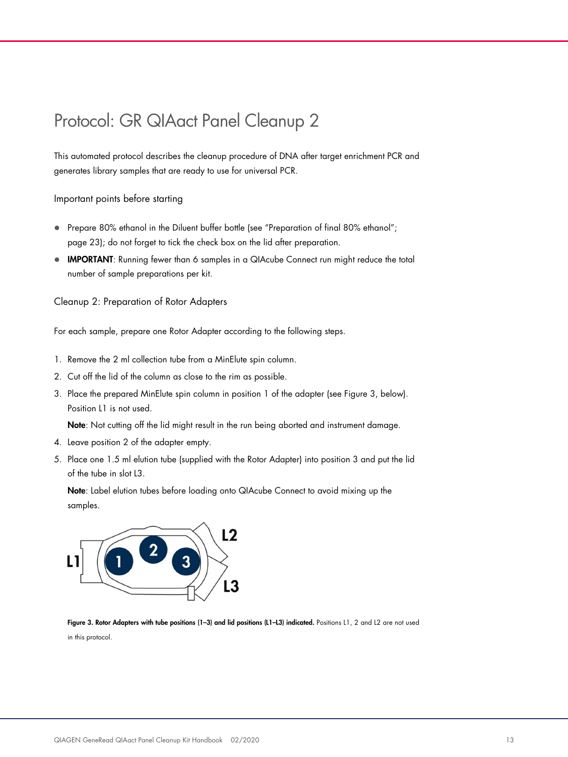# Protocol: GR QIAact Panel Cleanup 2

This automated protocol describes the cleanup procedure of DNA after target enrichment PCR and generates library samples that are ready to use for universal PCR.

## Important points before starting

- Prepare 80% ethanol in the Diluent buffer bottle (see "Preparation of final 80% ethanol"; page 23); do not forget to tick the check box on the lid after preparation.
- **IMPORTANT**: Running fewer than 6 samples in a QIAcube Connect run might reduce the total number of sample preparations per kit.

## Cleanup 2: Preparation of Rotor Adapters

For each sample, prepare one Rotor Adapter according to the following steps.

1. Remove the 2 ml collection tube from a MinElute spin column.
2. Cut off the lid of the column as close to the rim as possible.
3. Place the prepared MinElute spin column in position 1 of the adapter (see Figure 3, below). Position L1 is not used.

   **Note**: Not cutting off the lid might result in the run being aborted and instrument damage.
4. Leave position 2 of the adapter empty.
5. Place one 1.5 ml elution tube (supplied with the Rotor Adapter) into position 3 and put the lid of the tube in slot L3.

   **Note**: Label elution tubes before loading onto QIAcube Connect to avoid mixing up the samples.

**Figure 3. Rotor Adapters with tube positions (1–3) and lid positions (L1–L3) indicated.** Positions L1, 2 and L2 are not used in this protocol.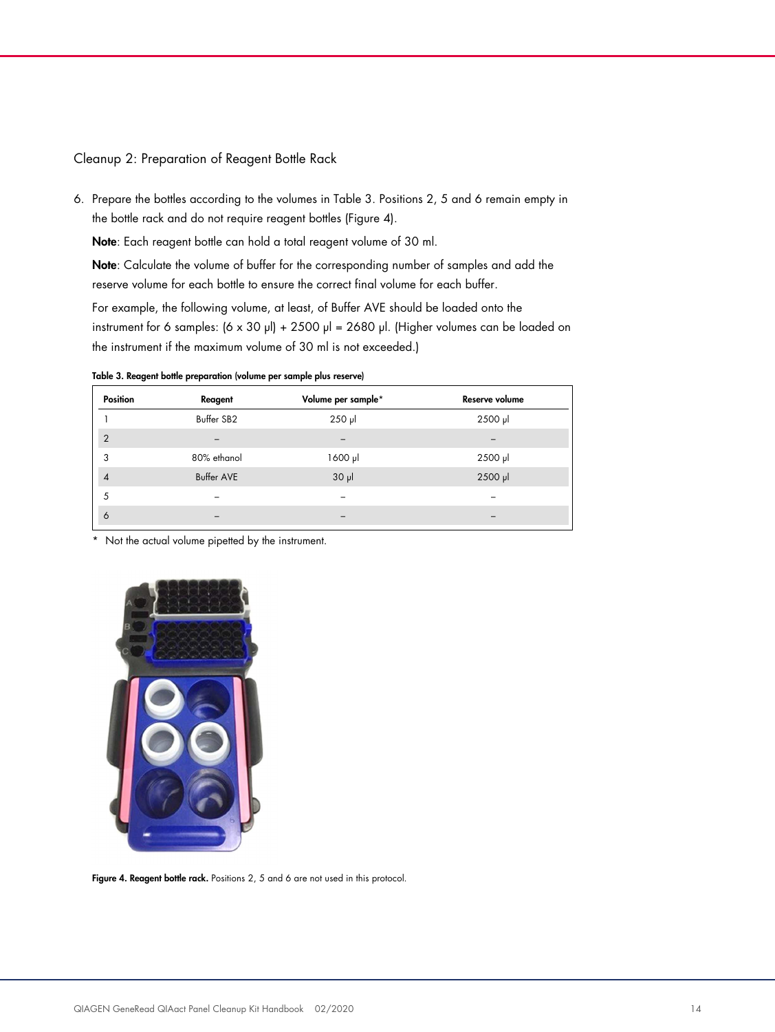## Cleanup 2: Preparation of Reagent Bottle Rack

6. Prepare the bottles according to the volumes in Table 3. Positions 2, 5 and 6 remain empty in the bottle rack and do not require reagent bottles (Figure 4).

   **Note**: Each reagent bottle can hold a total reagent volume of 30 ml.

   **Note**: Calculate the volume of buffer for the corresponding number of samples and add the reserve volume for each bottle to ensure the correct final volume for each buffer.

   For example, the following volume, at least, of Buffer AVE should be loaded onto the instrument for 6 samples: (6 x 30 µl) + 2500 µl = 2680 µl. (Higher volumes can be loaded on the instrument if the maximum volume of 30 ml is not exceeded.)

**Table 3. Reagent bottle preparation (volume per sample plus reserve)**

| Position | Reagent | Volume per sample* | Reserve volume |
|---|---|---|---|
| 1 | Buffer SB2 | 250 µl | 2500 µl |
| 2 | – | – | – |
| 3 | 80% ethanol | 1600 µl | 2500 µl |
| 4 | Buffer AVE | 30 µl | 2500 µl |
| 5 | – | – | – |
| 6 | – | – | – |

\* Not the actual volume pipetted by the instrument.

**Figure 4. Reagent bottle rack.** Positions 2, 5 and 6 are not used in this protocol.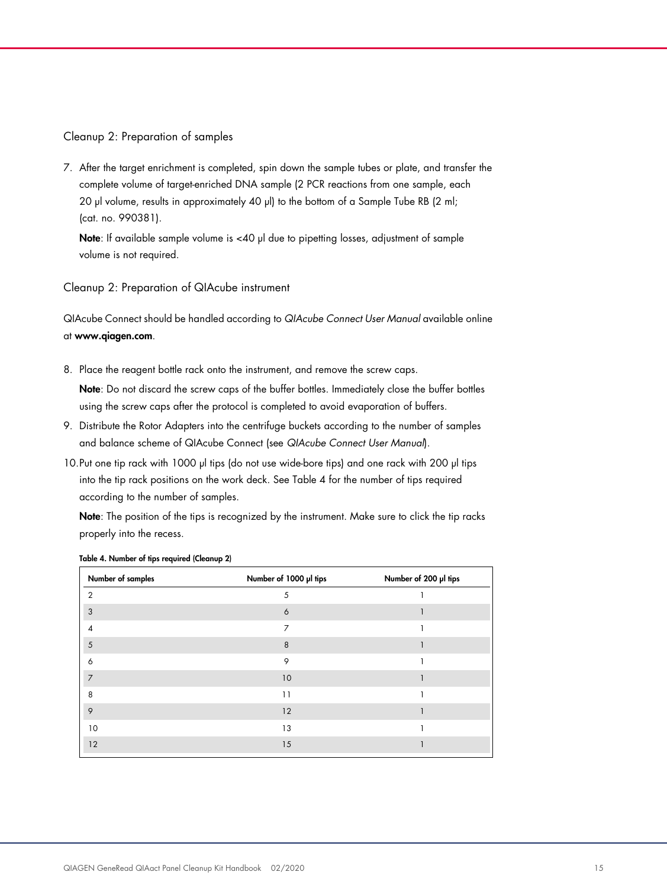### Cleanup 2: Preparation of samples

7. After the target enrichment is completed, spin down the sample tubes or plate, and transfer the complete volume of target-enriched DNA sample (2 PCR reactions from one sample, each 20 µl volume, results in approximately 40 µl) to the bottom of a Sample Tube RB (2 ml; (cat. no. 990381).

   **Note**: If available sample volume is <40 µl due to pipetting losses, adjustment of sample volume is not required.

### Cleanup 2: Preparation of QIAcube instrument

QIAcube Connect should be handled according to *QIAcube Connect User Manual* available online at **www.qiagen.com**.

8. Place the reagent bottle rack onto the instrument, and remove the screw caps.

   **Note**: Do not discard the screw caps of the buffer bottles. Immediately close the buffer bottles using the screw caps after the protocol is completed to avoid evaporation of buffers.

9. Distribute the Rotor Adapters into the centrifuge buckets according to the number of samples and balance scheme of QIAcube Connect (see *QIAcube Connect User Manual*).

10. Put one tip rack with 1000 µl tips (do not use wide-bore tips) and one rack with 200 µl tips into the tip rack positions on the work deck. See Table 4 for the number of tips required according to the number of samples.

    **Note**: The position of the tips is recognized by the instrument. Make sure to click the tip racks properly into the recess.

**Table 4. Number of tips required (Cleanup 2)**

| Number of samples | Number of 1000 µl tips | Number of 200 µl tips |
|---|---|---|
| 2 | 5 | 1 |
| 3 | 6 | 1 |
| 4 | 7 | 1 |
| 5 | 8 | 1 |
| 6 | 9 | 1 |
| 7 | 10 | 1 |
| 8 | 11 | 1 |
| 9 | 12 | 1 |
| 10 | 13 | 1 |
| 12 | 15 | 1 |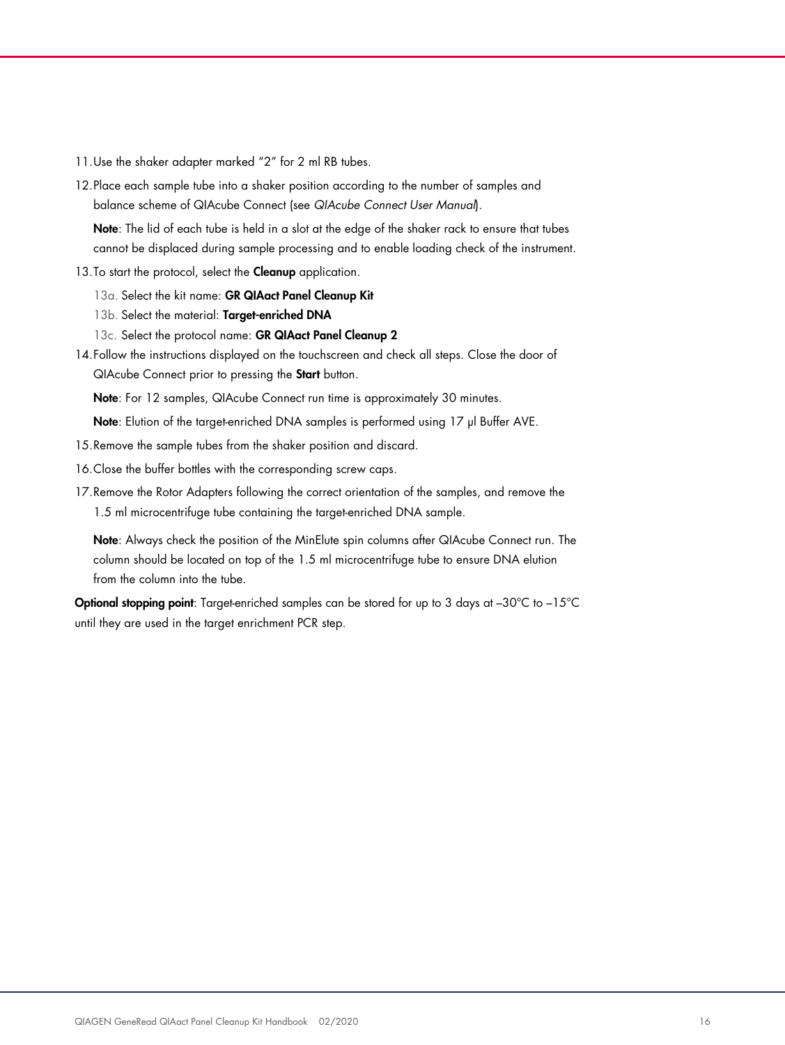11. Use the shaker adapter marked "2" for 2 ml RB tubes.
12. Place each sample tube into a shaker position according to the number of samples and balance scheme of QIAcube Connect (see *QIAcube Connect User Manual*).

    **Note**: The lid of each tube is held in a slot at the edge of the shaker rack to ensure that tubes cannot be displaced during sample processing and to enable loading check of the instrument.
13. To start the protocol, select the **Cleanup** application.

    13a. Select the kit name: **GR QIAact Panel Cleanup Kit**

    13b. Select the material: **Target-enriched DNA**

    13c. Select the protocol name: **GR QIAact Panel Cleanup 2**
14. Follow the instructions displayed on the touchscreen and check all steps. Close the door of QIAcube Connect prior to pressing the **Start** button.

    **Note**: For 12 samples, QIAcube Connect run time is approximately 30 minutes.

    **Note**: Elution of the target-enriched DNA samples is performed using 17 µl Buffer AVE.
15. Remove the sample tubes from the shaker position and discard.
16. Close the buffer bottles with the corresponding screw caps.
17. Remove the Rotor Adapters following the correct orientation of the samples, and remove the 1.5 ml microcentrifuge tube containing the target-enriched DNA sample.

    **Note**: Always check the position of the MinElute spin columns after QIAcube Connect run. The column should be located on top of the 1.5 ml microcentrifuge tube to ensure DNA elution from the column into the tube.

**Optional stopping point**: Target-enriched samples can be stored for up to 3 days at –30°C to –15°C until they are used in the target enrichment PCR step.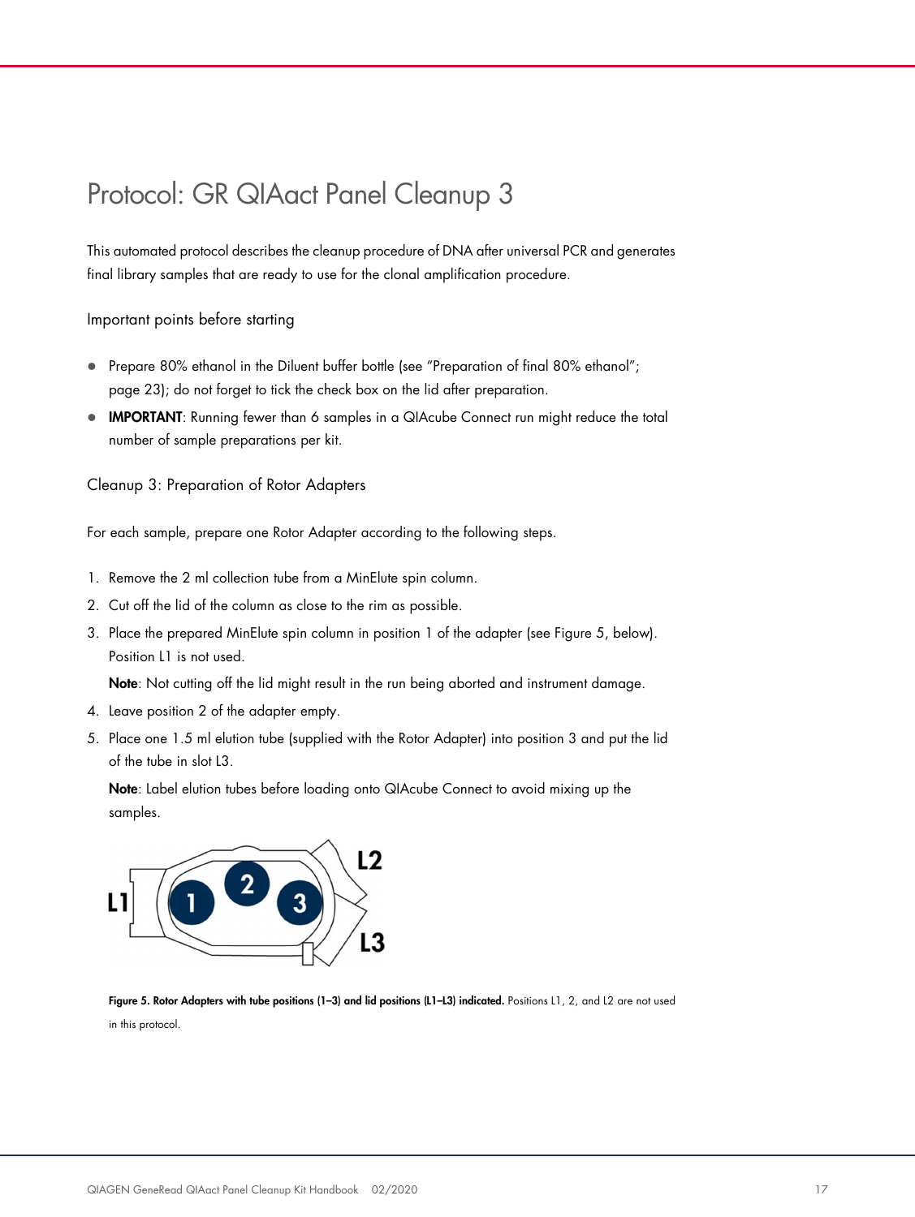# Protocol: GR QIAact Panel Cleanup 3

This automated protocol describes the cleanup procedure of DNA after universal PCR and generates final library samples that are ready to use for the clonal amplification procedure.

## Important points before starting

- Prepare 80% ethanol in the Diluent buffer bottle (see "Preparation of final 80% ethanol"; page 23); do not forget to tick the check box on the lid after preparation.
- **IMPORTANT**: Running fewer than 6 samples in a QIAcube Connect run might reduce the total number of sample preparations per kit.

## Cleanup 3: Preparation of Rotor Adapters

For each sample, prepare one Rotor Adapter according to the following steps.

1. Remove the 2 ml collection tube from a MinElute spin column.
2. Cut off the lid of the column as close to the rim as possible.
3. Place the prepared MinElute spin column in position 1 of the adapter (see Figure 5, below). Position L1 is not used.

   **Note**: Not cutting off the lid might result in the run being aborted and instrument damage.
4. Leave position 2 of the adapter empty.
5. Place one 1.5 ml elution tube (supplied with the Rotor Adapter) into position 3 and put the lid of the tube in slot L3.

   **Note**: Label elution tubes before loading onto QIAcube Connect to avoid mixing up the samples.

**Figure 5. Rotor Adapters with tube positions (1–3) and lid positions (L1–L3) indicated.** Positions L1, 2, and L2 are not used in this protocol.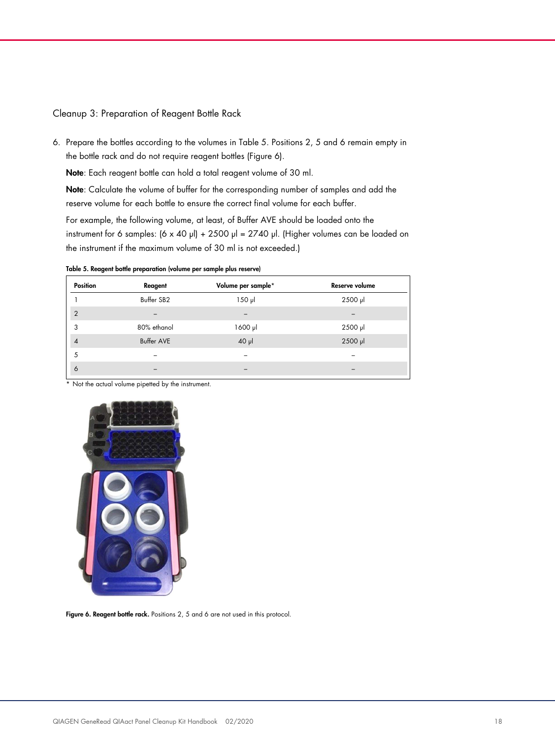## Cleanup 3: Preparation of Reagent Bottle Rack

6. Prepare the bottles according to the volumes in Table 5. Positions 2, 5 and 6 remain empty in the bottle rack and do not require reagent bottles (Figure 6).

   **Note**: Each reagent bottle can hold a total reagent volume of 30 ml.

   **Note**: Calculate the volume of buffer for the corresponding number of samples and add the reserve volume for each bottle to ensure the correct final volume for each buffer.

   For example, the following volume, at least, of Buffer AVE should be loaded onto the instrument for 6 samples: (6 x 40 µl) + 2500 µl = 2740 µl. (Higher volumes can be loaded on the instrument if the maximum volume of 30 ml is not exceeded.)

**Table 5. Reagent bottle preparation (volume per sample plus reserve)**

| Position | Reagent | Volume per sample* | Reserve volume |
|---|---|---|---|
| 1 | Buffer SB2 | 150 µl | 2500 µl |
| 2 | – | – | – |
| 3 | 80% ethanol | 1600 µl | 2500 µl |
| 4 | Buffer AVE | 40 µl | 2500 µl |
| 5 | – | – | – |
| 6 | – | – | – |

\* Not the actual volume pipetted by the instrument.

**Figure 6. Reagent bottle rack.** Positions 2, 5 and 6 are not used in this protocol.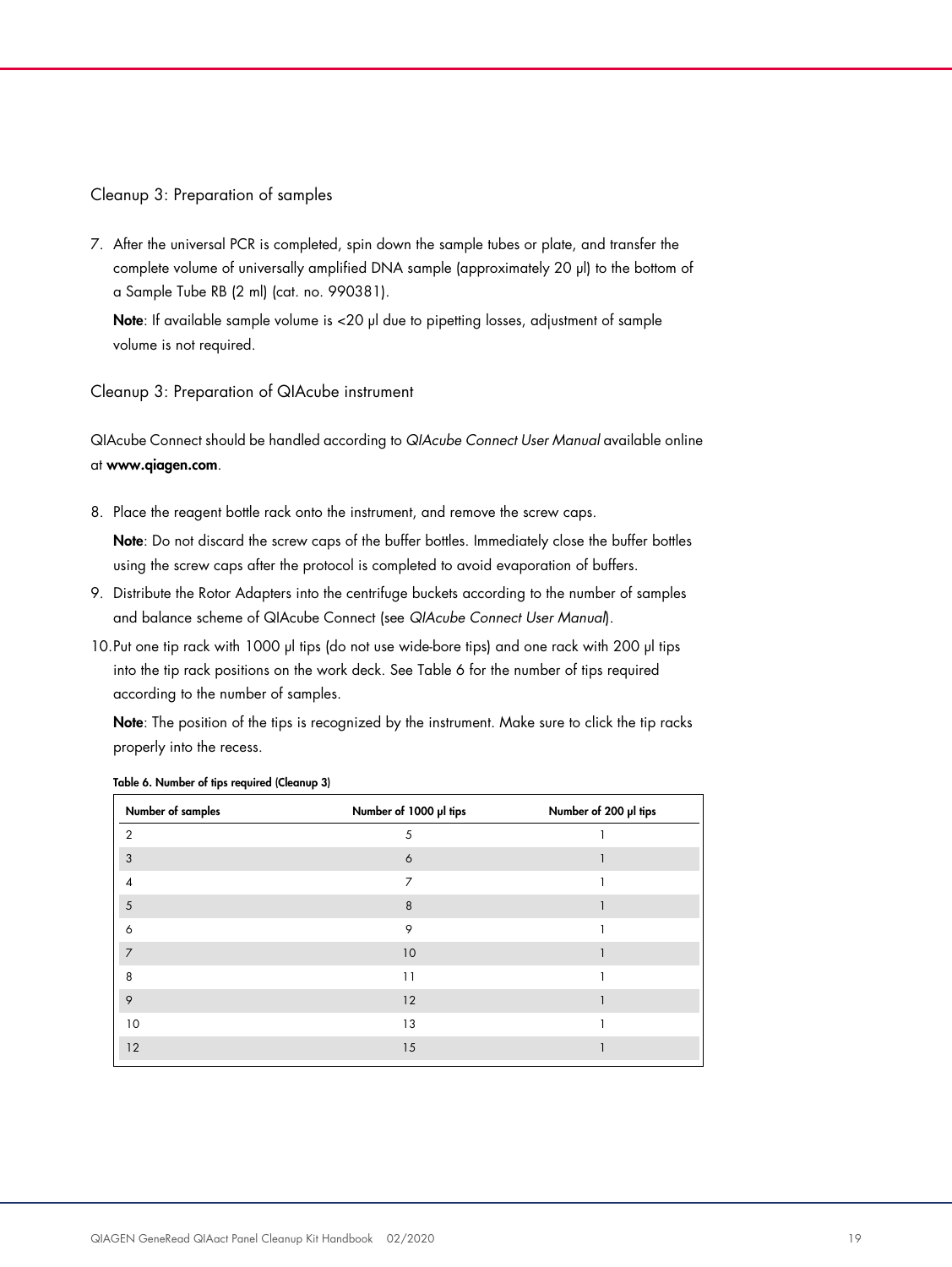### Cleanup 3: Preparation of samples

7. After the universal PCR is completed, spin down the sample tubes or plate, and transfer the complete volume of universally amplified DNA sample (approximately 20 µl) to the bottom of a Sample Tube RB (2 ml) (cat. no. 990381).

   **Note**: If available sample volume is <20 µl due to pipetting losses, adjustment of sample volume is not required.

### Cleanup 3: Preparation of QIAcube instrument

QIAcube Connect should be handled according to *QIAcube Connect User Manual* available online at **www.qiagen.com**.

8. Place the reagent bottle rack onto the instrument, and remove the screw caps.

   **Note**: Do not discard the screw caps of the buffer bottles. Immediately close the buffer bottles using the screw caps after the protocol is completed to avoid evaporation of buffers.

9. Distribute the Rotor Adapters into the centrifuge buckets according to the number of samples and balance scheme of QIAcube Connect (see *QIAcube Connect User Manual*).

10. Put one tip rack with 1000 µl tips (do not use wide-bore tips) and one rack with 200 µl tips into the tip rack positions on the work deck. See Table 6 for the number of tips required according to the number of samples.

    **Note**: The position of the tips is recognized by the instrument. Make sure to click the tip racks properly into the recess.

**Table 6. Number of tips required (Cleanup 3)**

| Number of samples | Number of 1000 µl tips | Number of 200 µl tips |
|---|---|---|
| 2 | 5 | 1 |
| 3 | 6 | 1 |
| 4 | 7 | 1 |
| 5 | 8 | 1 |
| 6 | 9 | 1 |
| 7 | 10 | 1 |
| 8 | 11 | 1 |
| 9 | 12 | 1 |
| 10 | 13 | 1 |
| 12 | 15 | 1 |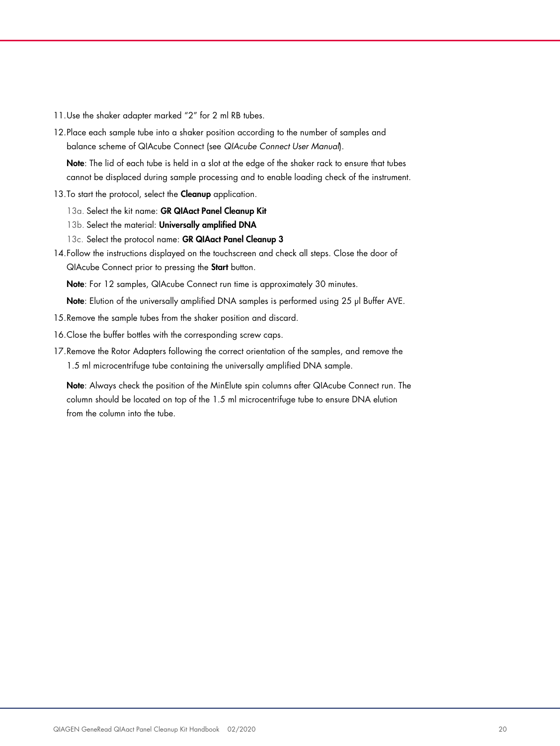11. Use the shaker adapter marked "2" for 2 ml RB tubes.
12. Place each sample tube into a shaker position according to the number of samples and balance scheme of QIAcube Connect (see *QIAcube Connect User Manual*).

    **Note**: The lid of each tube is held in a slot at the edge of the shaker rack to ensure that tubes cannot be displaced during sample processing and to enable loading check of the instrument.
13. To start the protocol, select the **Cleanup** application.
    - 13a. Select the kit name: **GR QIAact Panel Cleanup Kit**
    - 13b. Select the material: **Universally amplified DNA**
    - 13c. Select the protocol name: **GR QIAact Panel Cleanup 3**
14. Follow the instructions displayed on the touchscreen and check all steps. Close the door of QIAcube Connect prior to pressing the **Start** button.

    **Note**: For 12 samples, QIAcube Connect run time is approximately 30 minutes.

    **Note**: Elution of the universally amplified DNA samples is performed using 25 µl Buffer AVE.
15. Remove the sample tubes from the shaker position and discard.
16. Close the buffer bottles with the corresponding screw caps.
17. Remove the Rotor Adapters following the correct orientation of the samples, and remove the 1.5 ml microcentrifuge tube containing the universally amplified DNA sample.

    **Note**: Always check the position of the MinElute spin columns after QIAcube Connect run. The column should be located on top of the 1.5 ml microcentrifuge tube to ensure DNA elution from the column into the tube.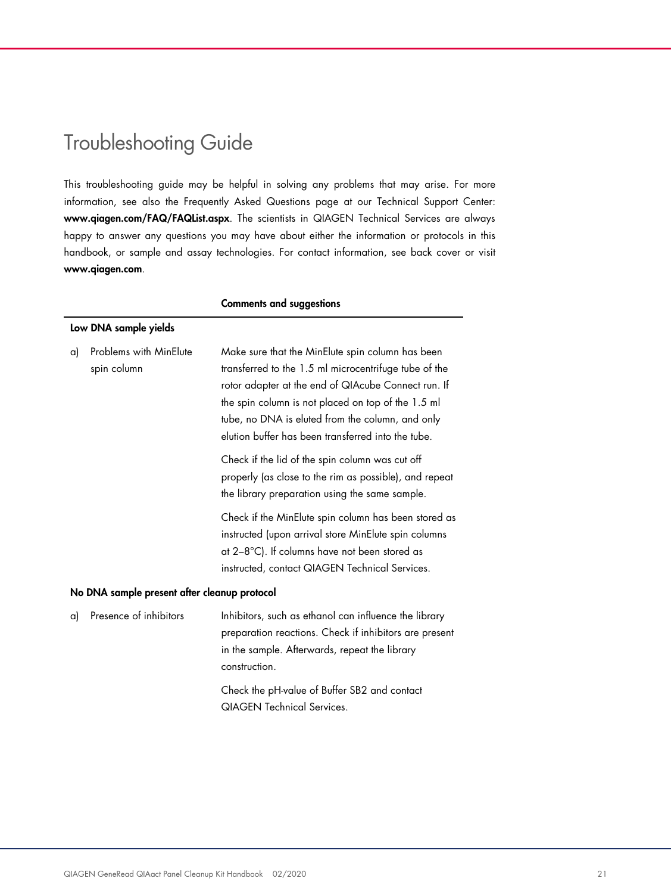# Troubleshooting Guide

This troubleshooting guide may be helpful in solving any problems that may arise. For more information, see also the Frequently Asked Questions page at our Technical Support Center: **www.qiagen.com/FAQ/FAQList.aspx**. The scientists in QIAGEN Technical Services are always happy to answer any questions you may have about either the information or protocols in this handbook, or sample and assay technologies. For contact information, see back cover or visit **www.qiagen.com**.

| | **Comments and suggestions** |
|---|---|
| **Low DNA sample yields** | |
| a) Problems with MinElute spin column | Make sure that the MinElute spin column has been transferred to the 1.5 ml microcentrifuge tube of the rotor adapter at the end of QIAcube Connect run. If the spin column is not placed on top of the 1.5 ml tube, no DNA is eluted from the column, and only elution buffer has been transferred into the tube. |
| | Check if the lid of the spin column was cut off properly (as close to the rim as possible), and repeat the library preparation using the same sample. |
| | Check if the MinElute spin column has been stored as instructed (upon arrival store MinElute spin columns at 2–8°C). If columns have not been stored as instructed, contact QIAGEN Technical Services. |
| **No DNA sample present after cleanup protocol** | |
| a) Presence of inhibitors | Inhibitors, such as ethanol can influence the library preparation reactions. Check if inhibitors are present in the sample. Afterwards, repeat the library construction. |
| | Check the pH-value of Buffer SB2 and contact QIAGEN Technical Services. |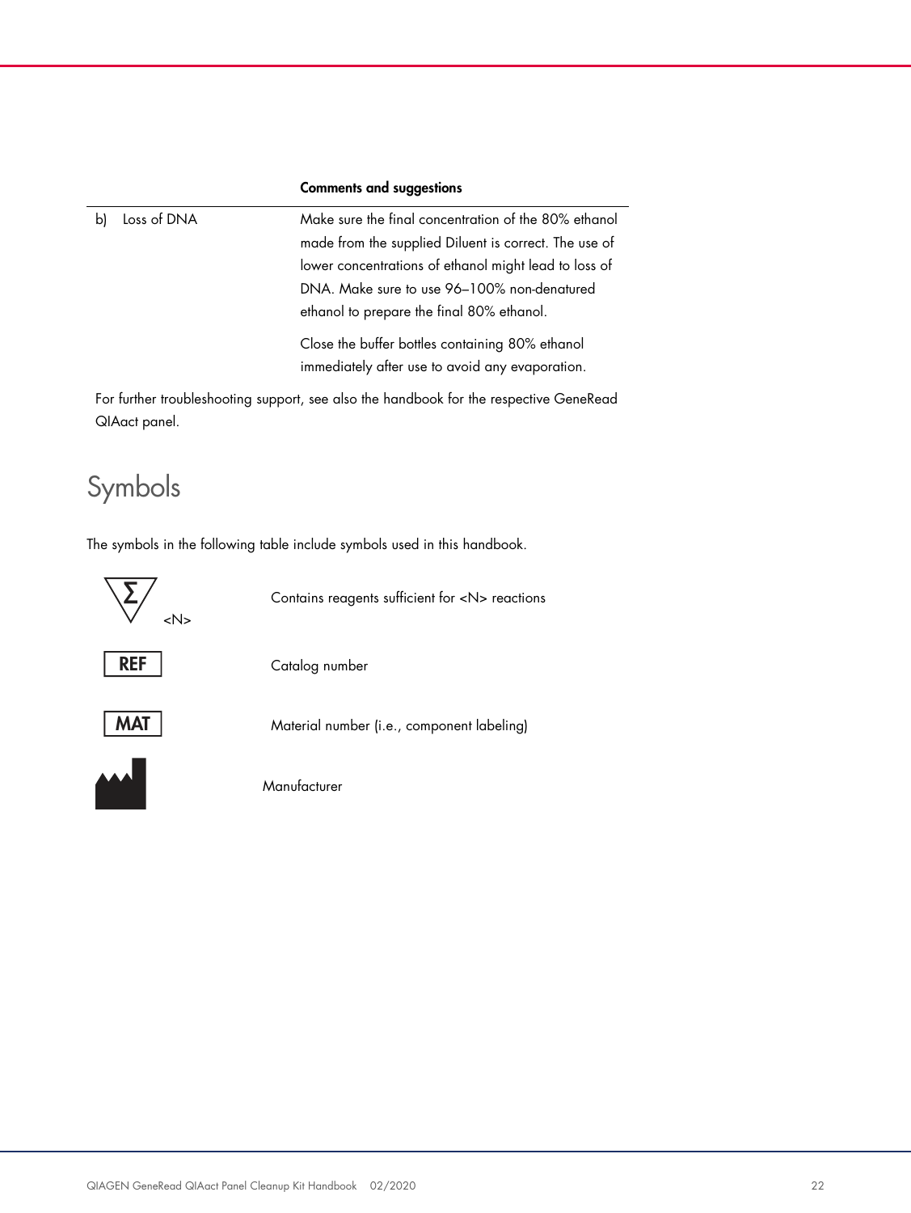| | Comments and suggestions |
|---|---|
| b) Loss of DNA | Make sure the final concentration of the 80% ethanol made from the supplied Diluent is correct. The use of lower concentrations of ethanol might lead to loss of DNA. Make sure to use 96–100% non-denatured ethanol to prepare the final 80% ethanol.<br><br>Close the buffer bottles containing 80% ethanol immediately after use to avoid any evaporation. |

For further troubleshooting support, see also the handbook for the respective GeneRead QIAact panel.

# Symbols

The symbols in the following table include symbols used in this handbook.

| Symbol | Meaning |
|---|---|
| Σ <N> | Contains reagents sufficient for <N> reactions |
| REF | Catalog number |
| MAT | Material number (i.e., component labeling) |
| (Manufacturer symbol) | Manufacturer |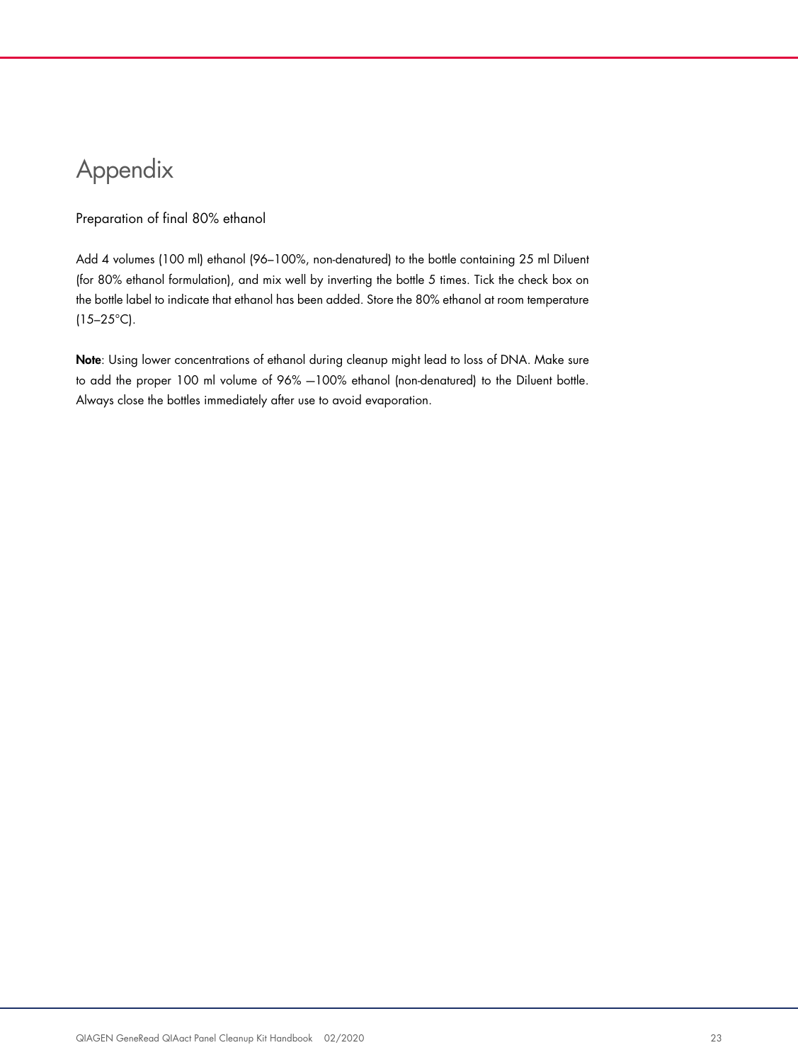# Appendix

## Preparation of final 80% ethanol

Add 4 volumes (100 ml) ethanol (96–100%, non-denatured) to the bottle containing 25 ml Diluent (for 80% ethanol formulation), and mix well by inverting the bottle 5 times. Tick the check box on the bottle label to indicate that ethanol has been added. Store the 80% ethanol at room temperature (15–25°C).

**Note**: Using lower concentrations of ethanol during cleanup might lead to loss of DNA. Make sure to add the proper 100 ml volume of 96% —100% ethanol (non-denatured) to the Diluent bottle. Always close the bottles immediately after use to avoid evaporation.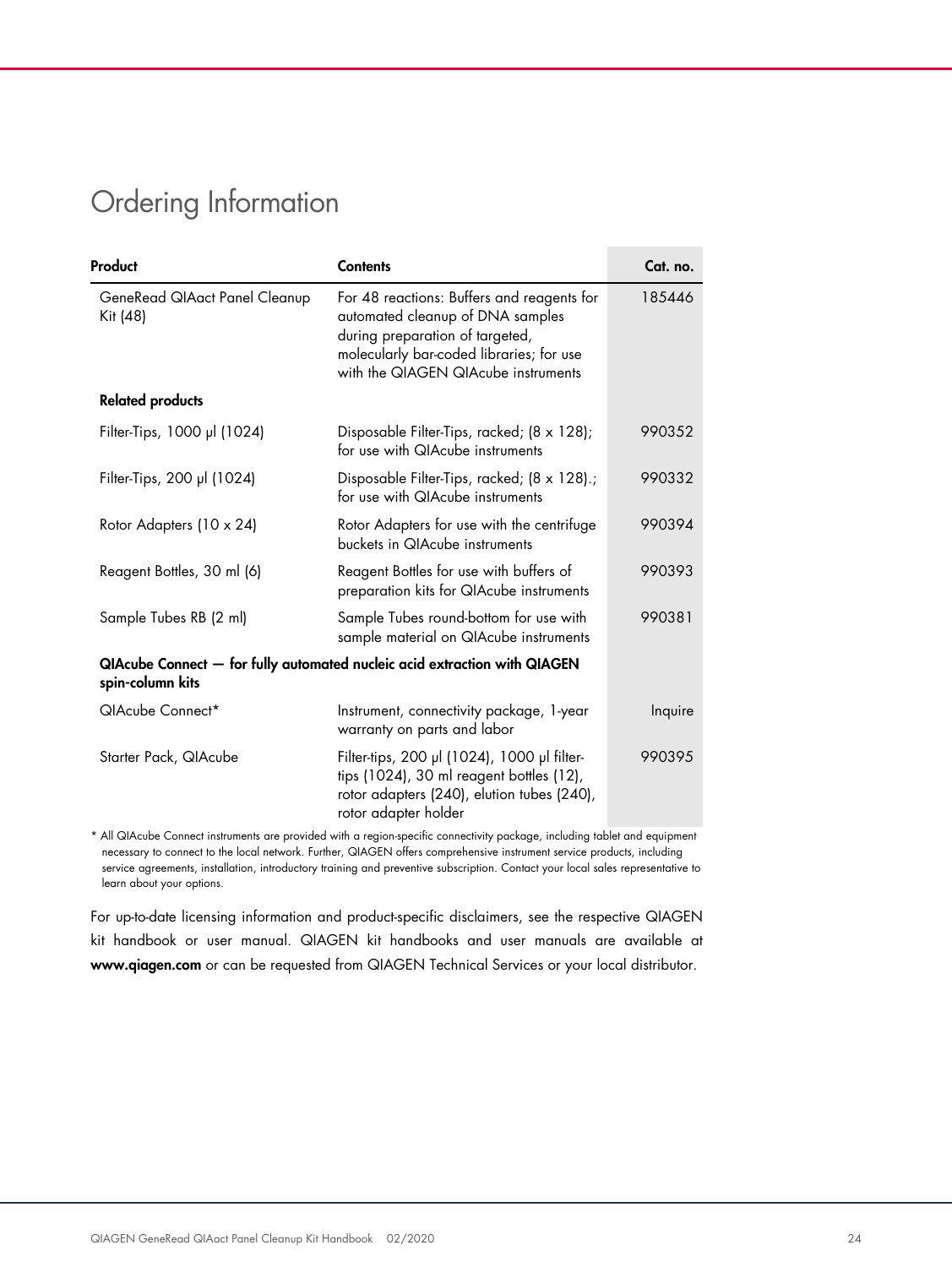# Ordering Information

| Product | Contents | Cat. no. |
|---|---|---|
| GeneRead QIAact Panel Cleanup Kit (48) | For 48 reactions: Buffers and reagents for automated cleanup of DNA samples during preparation of targeted, molecularly bar-coded libraries; for use with the QIAGEN QIAcube instruments | 185446 |
| **Related products** | | |
| Filter-Tips, 1000 µl (1024) | Disposable Filter-Tips, racked; (8 x 128); for use with QIAcube instruments | 990352 |
| Filter-Tips, 200 µl (1024) | Disposable Filter-Tips, racked; (8 x 128).; for use with QIAcube instruments | 990332 |
| Rotor Adapters (10 x 24) | Rotor Adapters for use with the centrifuge buckets in QIAcube instruments | 990394 |
| Reagent Bottles, 30 ml (6) | Reagent Bottles for use with buffers of preparation kits for QIAcube instruments | 990393 |
| Sample Tubes RB (2 ml) | Sample Tubes round-bottom for use with sample material on QIAcube instruments | 990381 |
| **QIAcube Connect — for fully automated nucleic acid extraction with QIAGEN spin-column kits** | | |
| QIAcube Connect* | Instrument, connectivity package, 1-year warranty on parts and labor | Inquire |
| Starter Pack, QIAcube | Filter-tips, 200 µl (1024), 1000 µl filter-tips (1024), 30 ml reagent bottles (12), rotor adapters (240), elution tubes (240), rotor adapter holder | 990395 |

\* All QIAcube Connect instruments are provided with a region-specific connectivity package, including tablet and equipment necessary to connect to the local network. Further, QIAGEN offers comprehensive instrument service products, including service agreements, installation, introductory training and preventive subscription. Contact your local sales representative to learn about your options.

For up-to-date licensing information and product-specific disclaimers, see the respective QIAGEN kit handbook or user manual. QIAGEN kit handbooks and user manuals are available at **www.qiagen.com** or can be requested from QIAGEN Technical Services or your local distributor.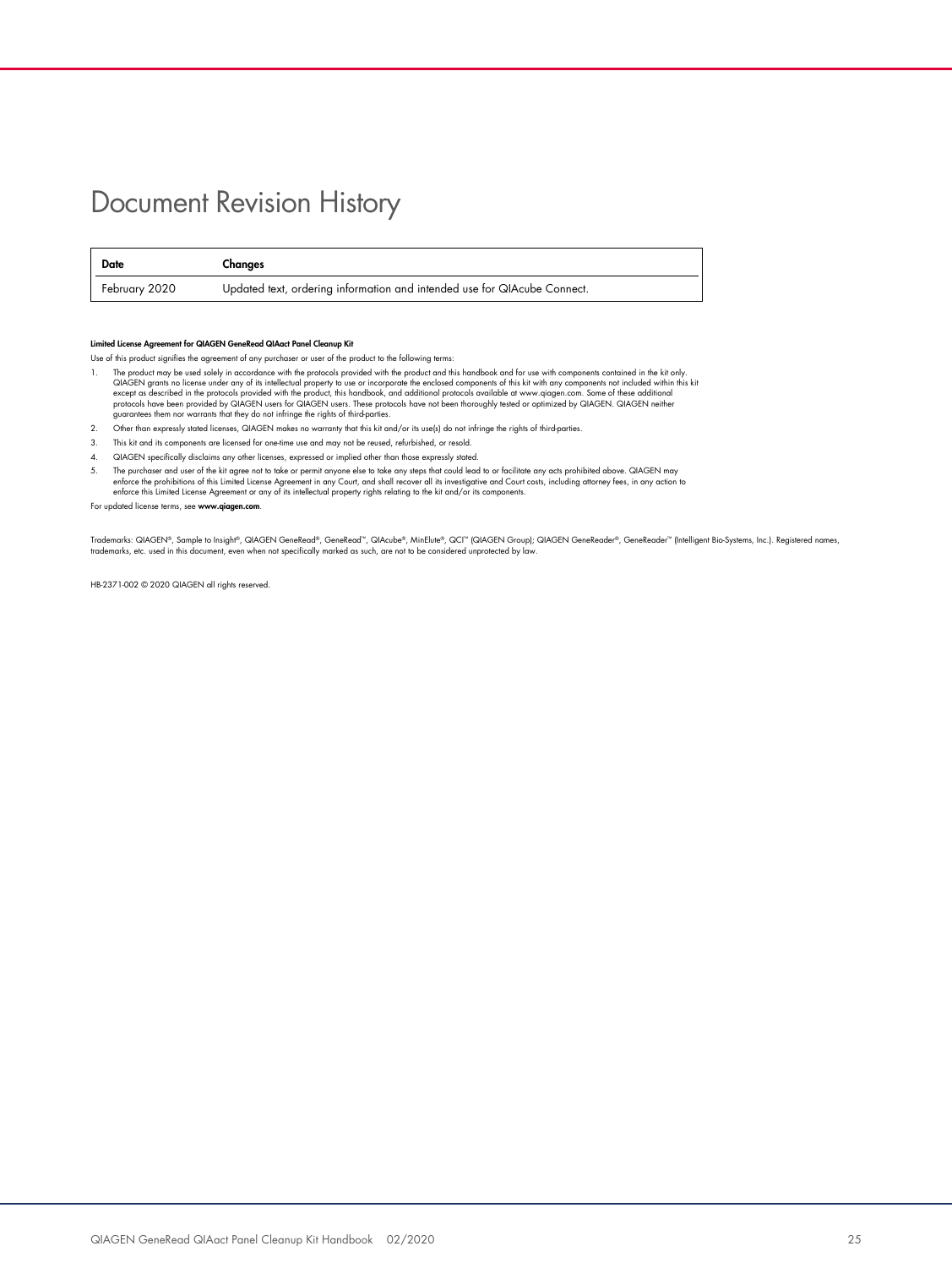# Document Revision History

| Date | Changes |
| --- | --- |
| February 2020 | Updated text, ordering information and intended use for QIAcube Connect. |

**Limited License Agreement for QIAGEN GeneRead QIAact Panel Cleanup Kit**

Use of this product signifies the agreement of any purchaser or user of the product to the following terms:

1. The product may be used solely in accordance with the protocols provided with the product and this handbook and for use with components contained in the kit only. QIAGEN grants no license under any of its intellectual property to use or incorporate the enclosed components of this kit with any components not included within this kit except as described in the protocols provided with the product, this handbook, and additional protocols available at www.qiagen.com. Some of these additional protocols have been provided by QIAGEN users for QIAGEN users. These protocols have not been thoroughly tested or optimized by QIAGEN. QIAGEN neither guarantees them nor warrants that they do not infringe the rights of third-parties.
2. Other than expressly stated licenses, QIAGEN makes no warranty that this kit and/or its use(s) do not infringe the rights of third-parties.
3. This kit and its components are licensed for one-time use and may not be reused, refurbished, or resold.
4. QIAGEN specifically disclaims any other licenses, expressed or implied other than those expressly stated.
5. The purchaser and user of the kit agree not to take or permit anyone else to take any steps that could lead to or facilitate any acts prohibited above. QIAGEN may enforce the prohibitions of this Limited License Agreement in any Court, and shall recover all its investigative and Court costs, including attorney fees, in any action to enforce this Limited License Agreement or any of its intellectual property rights relating to the kit and/or its components.

For updated license terms, see **www.qiagen.com**.

Trademarks: QIAGEN®, Sample to Insight®, QIAGEN GeneRead®, GeneRead™, QIAcube®, MinElute®, QCI™ (QIAGEN Group); QIAGEN GeneReader®, GeneReader™ (Intelligent Bio-Systems, Inc.). Registered names, trademarks, etc. used in this document, even when not specifically marked as such, are not to be considered unprotected by law.

HB-2371-002 © 2020 QIAGEN all rights reserved.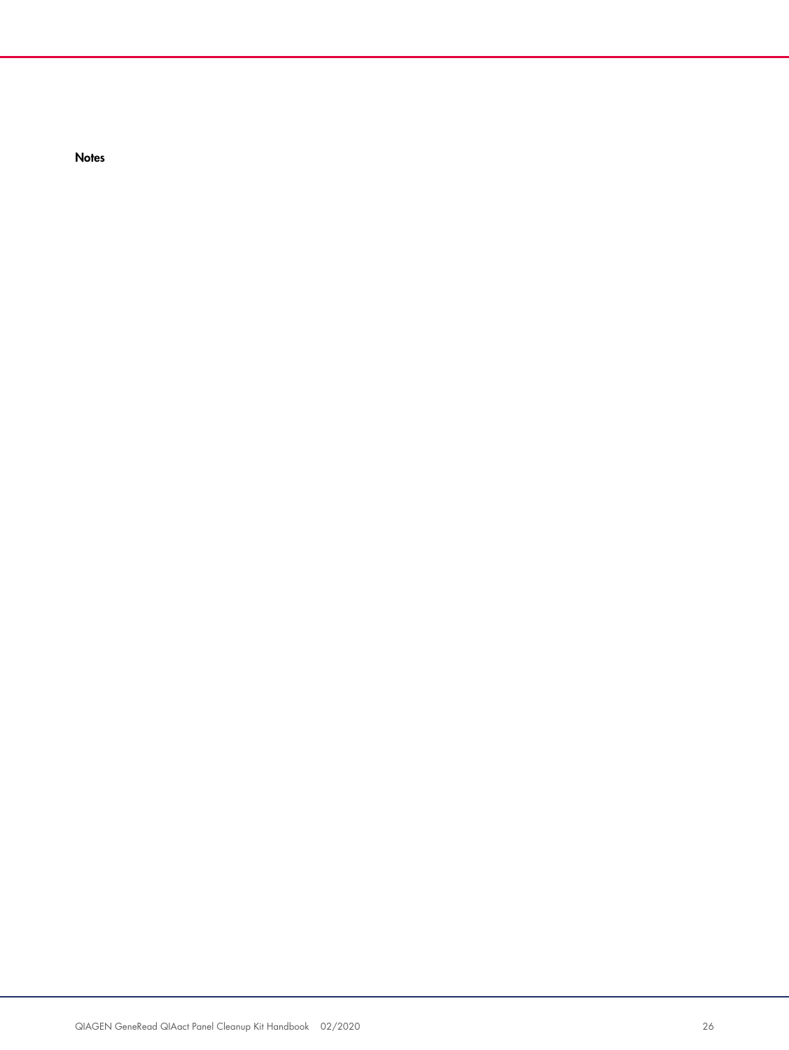**Notes**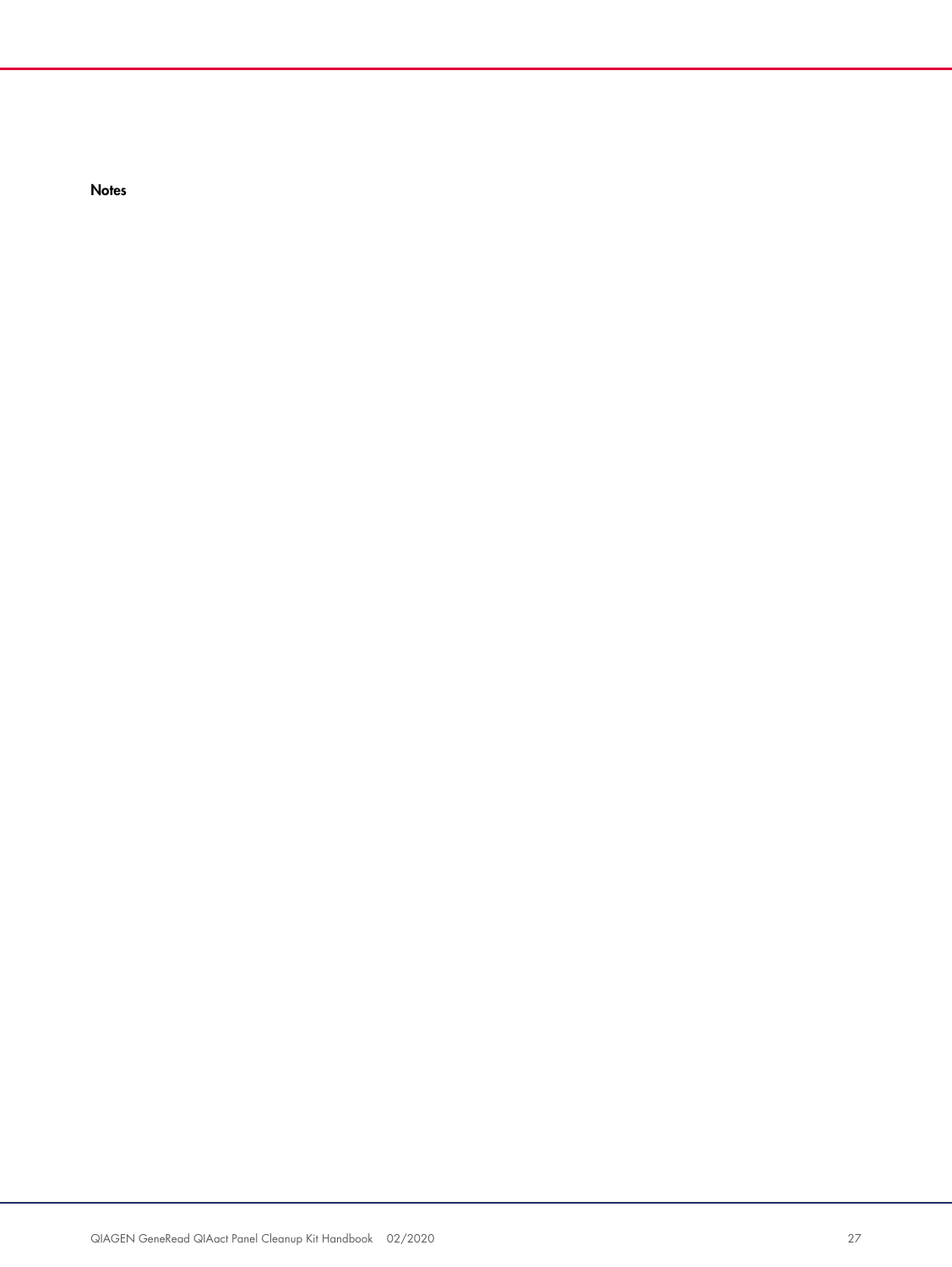**Notes**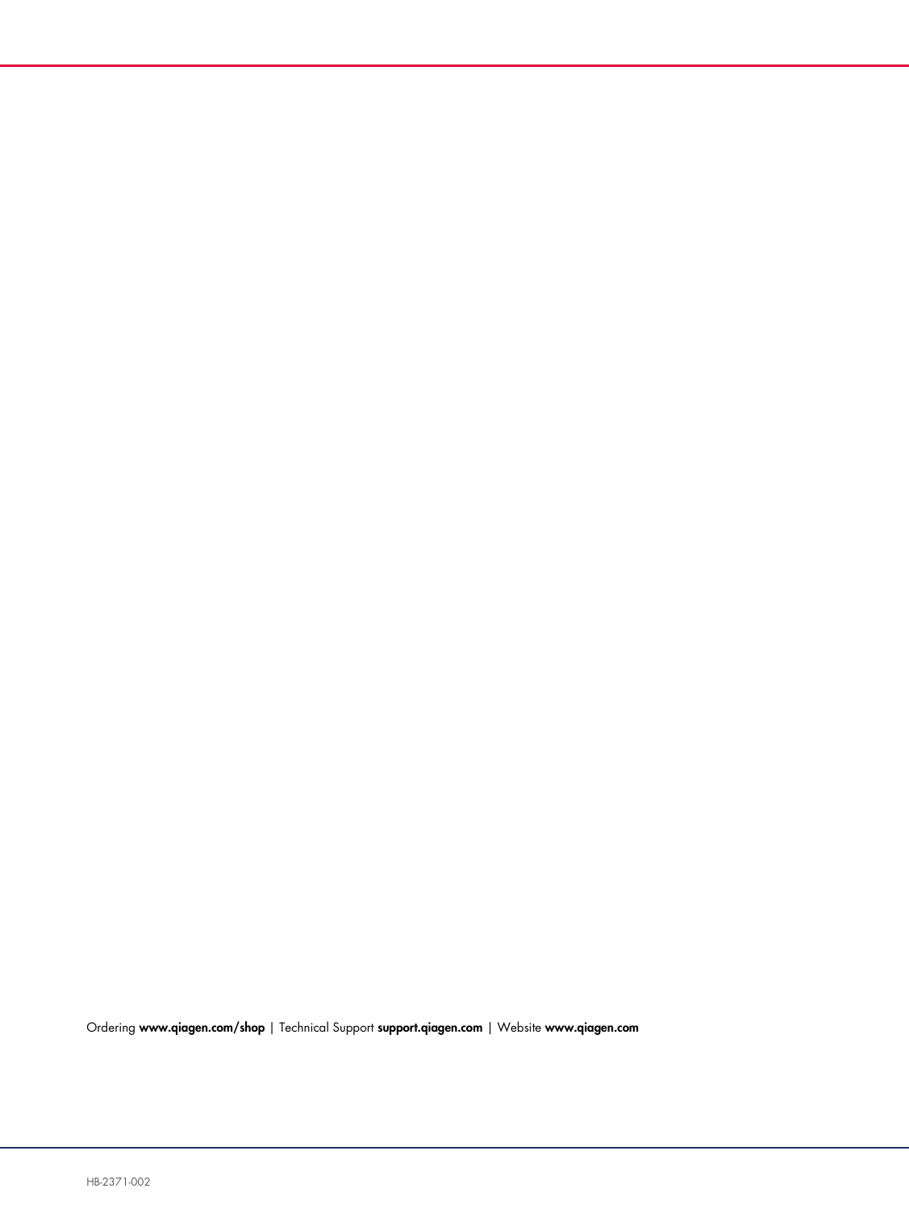Ordering **www.qiagen.com/shop** | Technical Support **support.qiagen.com** | Website **www.qiagen.com**

HB-2371-002